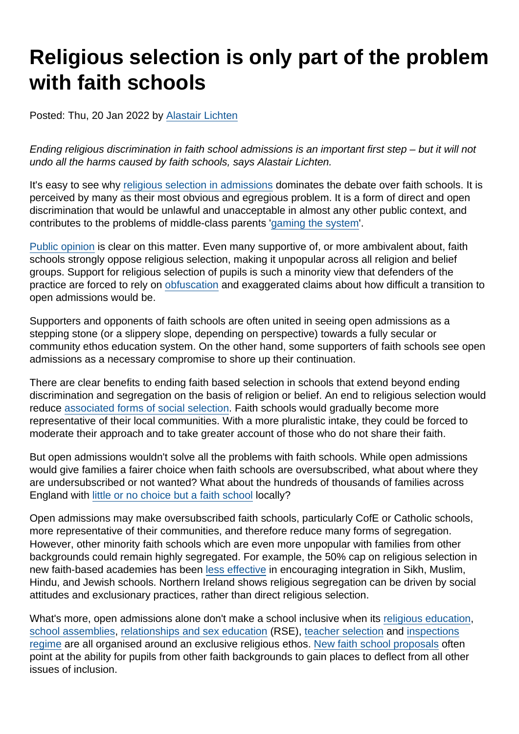# Religious selection is only part of the problem with faith schools

Posted: Thu, 20 Jan 2022 by Alastair Lichten

*Ending religious discrimination in faith school admissions is an important first step – but it will not undo all the harms caused by faith schools, says Alastair Lichten.*

It's easy to see why religious selection in admissions dominates the debate over faith schools. It is perceived by many as their most obvious and egregious problem. It is a form of direct and open discrimination that would be unlawful and unacceptable in almost any other public context, and contributes to the problems of middle-class parents 'gaming the system'.

Public opinion is clear on this matter. Even many supportive of, or more ambivalent about, faith schools strongly oppose religious selection, making it unpopular across all religion and belief groups. Support for religious selection of pupils is such a minority view that defenders of the practice are forced to rely on obfuscation and exaggerated claims about how difficult a transition to open admissions would be.

Supporters and opponents of faith schools are often united in seeing open admissions as a stepping stone (or a slippery slope, depending on perspective) towards a fully secular or community ethos education system. On the other hand, some supporters of faith schools see open admissions as a necessary compromise to shore up their continuation.

There are clear benefits to ending faith based selection in schools that extend beyond ending discrimination and segregation on the basis of religion or belief. An end to religious selection would reduce associated forms of social selection. Faith schools would gradually become more representative of their local communities. With a more pluralistic intake, they could be forced to moderate their approach and to take greater account of those who do not share their faith.

But open admissions wouldn't solve all the problems with faith schools. While open admissions would give families a fairer choice when faith schools are oversubscribed, what about where they are undersubscribed or not wanted? What about the hundreds of thousands of families across England with little or no choice but a faith school locally?

Open admissions may make oversubscribed faith schools, particularly CofE or Catholic schools, more representative of their communities, and therefore reduce many forms of segregation. However, other minority faith schools which are even more unpopular with families from other backgrounds could remain highly segregated. For example, the 50% cap on religious selection in new faith-based academies has been less effective in encouraging integration in Sikh, Muslim, Hindu, and Jewish schools. Northern Ireland shows religious segregation can be driven by social attitudes and exclusionary practices, rather than direct religious selection.

What's more, open admissions alone don't make a school inclusive when its religious education, school assemblies, relationships and sex education (RSE), teacher selection and inspections regime are all organised around an exclusive religious ethos. New faith school proposals often point at the ability for pupils from other faith backgrounds to gain places to deflect from all other issues of inclusion.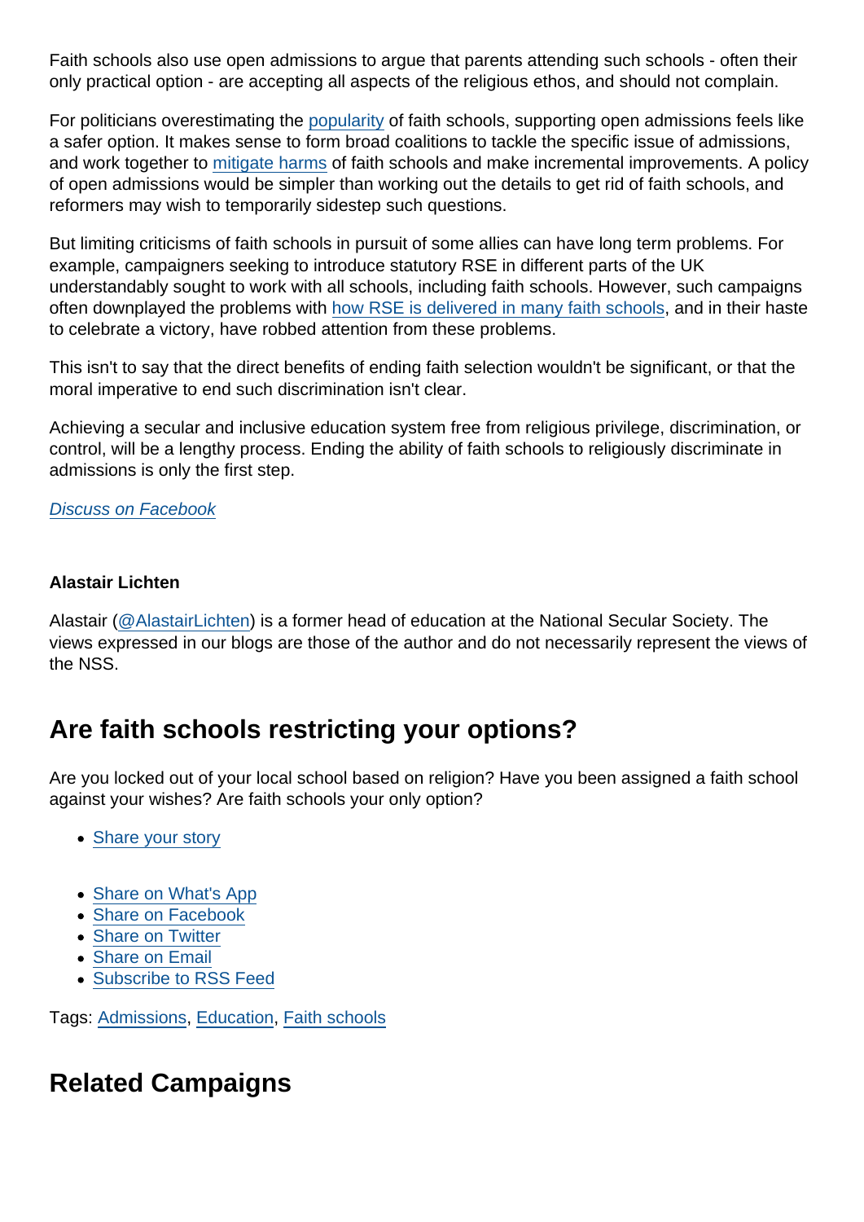Faith schools also use open admissions to argue that parents attending such schools - often their only practical option - are accepting all aspects of the religious ethos, and should not complain.

For politicians overestimating the popularity of faith schools, supporting open admissions feels like a safer option. It makes sense to form broad coalitions to tackle the specific issue of admissions, and work together to mitigate harms of faith schools and make incremental improvements. A policy of open admissions would be simpler than working out the details to get rid of faith schools, and reformers may wish to temporarily sidestep such questions.

But limiting criticisms of faith schools in pursuit of some allies can have long term problems. For example, campaigners seeking to introduce statutory RSE in different parts of the UK understandably sought to work with all schools, including faith schools. However, such campaigns often downplayed the problems with how RSE is delivered in many faith schools, and in their haste to celebrate a victory, have robbed attention from these problems.

This isn't to say that the direct benefits of ending faith selection wouldn't be significant, or that the moral imperative to end such discrimination isn't clear.

Achieving a secular and inclusive education system free from religious privilege, discrimination, or control, will be a lengthy process. Ending the ability of faith schools to religiously discriminate in admissions is only the first step.

*Discuss on Facebook*

**Alastair Lichten**

Alastair (@AlastairLichten) is a former head of education at the National Secular Society. The views expressed in our blogs are those of the author and do not necessarily represent the views of the NSS.

## Are faith schools restricting your options?

Are you locked out of your local school based on religion? Have you been assigned a faith school against your wishes? Are faith schools your only option?

- Share your story

- Share on What's App
- Share on Facebook
- Share on Twitter
- Share on Email
- Subscribe to RSS Feed

Tags: Admissions, Education, Faith schools

## Related Campaigns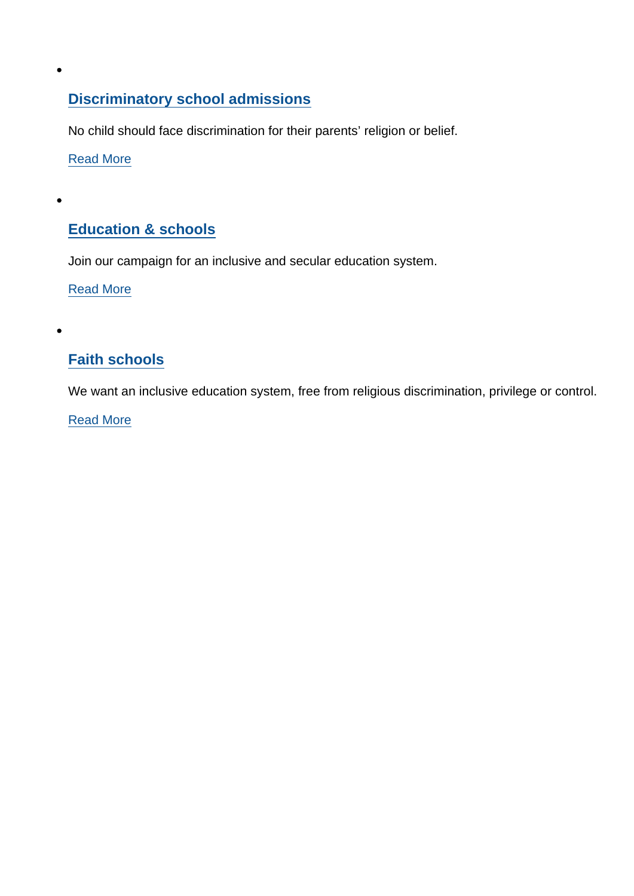- ### Discriminatory school admissions

  No child should face discrimination for their parents' religion or belief.

  Read More

- ### Education & schools

  Join our campaign for an inclusive and secular education system.

  Read More

- ### Faith schools

  We want an inclusive education system, free from religious discrimination, privilege or control.

  Read More